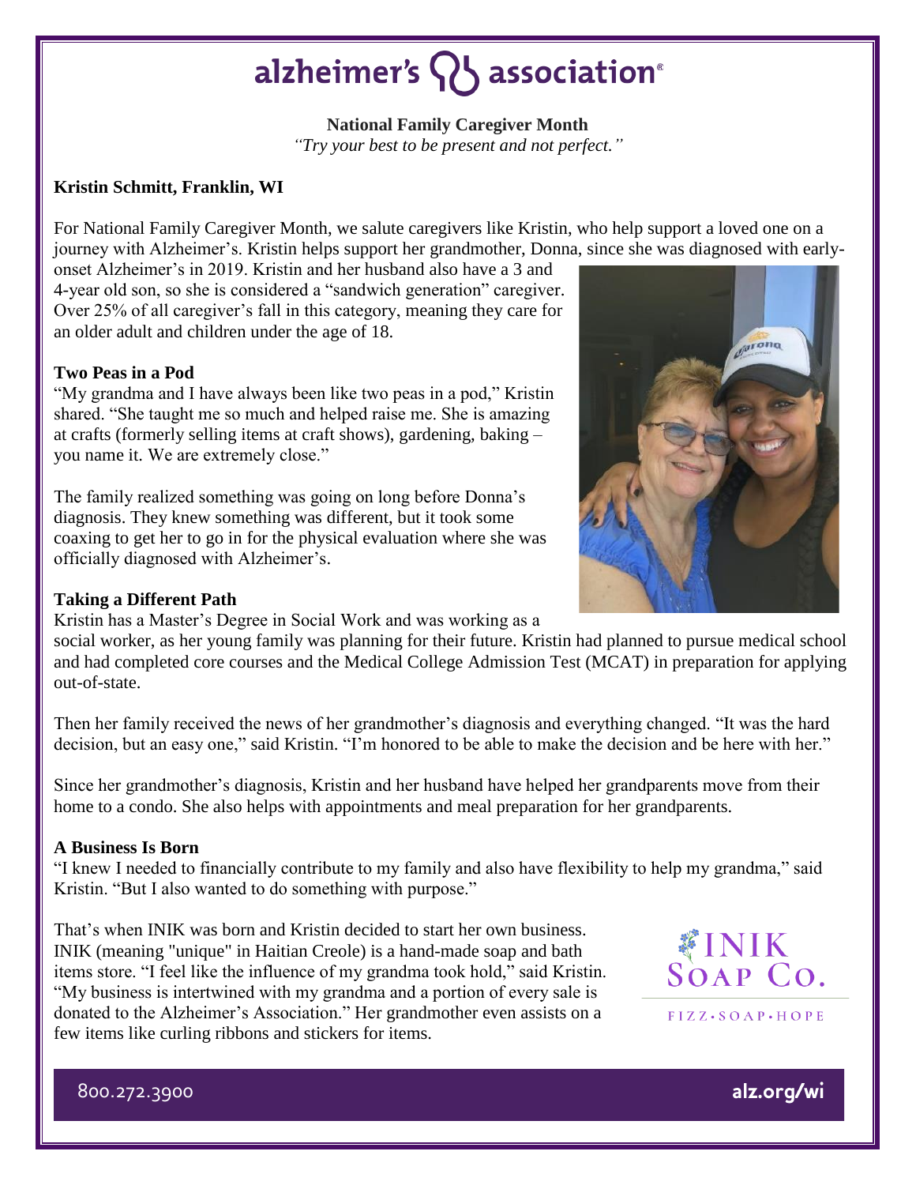# alzheimer's association

**National Family Caregiver Month**

*"Try your best to be present and not perfect."*

**Kristin Schmitt, Franklin, WI**

For National Family Caregiver Month, we salute caregivers like Kristin, who help support a loved one on a journey with Alzheimer's. Kristin helps support her grandmother, Donna, since she was diagnosed with early-onset Alzheimer's in 2019. Kristin and her husband also have a 3 and 4-year old son, so she is considered a "sandwich generation" caregiver. Over 25% of all caregiver's fall in this category, meaning they care for an older adult and children under the age of 18.

### Two Peas in a Pod

"My grandma and I have always been like two peas in a pod," Kristin shared. "She taught me so much and helped raise me. She is amazing at crafts (formerly selling items at craft shows), gardening, baking – you name it. We are extremely close."

The family realized something was going on long before Donna's diagnosis. They knew something was different, but it took some coaxing to get her to go in for the physical evaluation where she was officially diagnosed with Alzheimer's.

### Taking a Different Path

Kristin has a Master's Degree in Social Work and was working as a social worker, as her young family was planning for their future. Kristin had planned to pursue medical school and had completed core courses and the Medical College Admission Test (MCAT) in preparation for applying out-of-state.

Then her family received the news of her grandmother's diagnosis and everything changed. "It was the hard decision, but an easy one," said Kristin. "I'm honored to be able to make the decision and be here with her."

Since her grandmother's diagnosis, Kristin and her husband have helped her grandparents move from their home to a condo. She also helps with appointments and meal preparation for her grandparents.

### A Business Is Born

"I knew I needed to financially contribute to my family and also have flexibility to help my grandma," said Kristin. "But I also wanted to do something with purpose."

That's when INIK was born and Kristin decided to start her own business. INIK (meaning "unique" in Haitian Creole) is a hand-made soap and bath items store. "I feel like the influence of my grandma took hold," said Kristin. "My business is intertwined with my grandma and a portion of every sale is donated to the Alzheimer's Association." Her grandmother even assists on a few items like curling ribbons and stickers for items.

INIK SOAP CO.
FIZZ • SOAP • HOPE

800.272.3900 alz.org/wi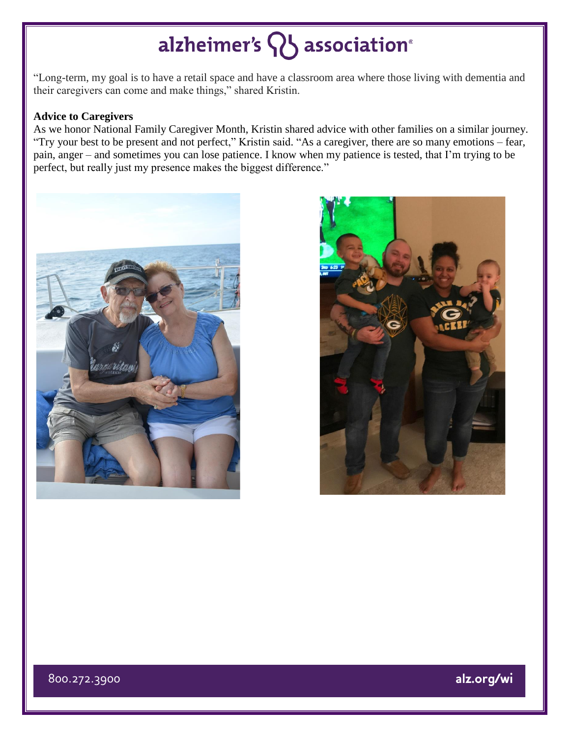“Long-term, my goal is to have a retail space and have a classroom area where those living with dementia and their caregivers can come and make things,” shared Kristin.

**Advice to Caregivers**

As we honor National Family Caregiver Month, Kristin shared advice with other families on a similar journey. “Try your best to be present and not perfect,” Kristin said. “As a caregiver, there are so many emotions – fear, pain, anger – and sometimes you can lose patience. I know when my patience is tested, that I’m trying to be perfect, but really just my presence makes the biggest difference.”